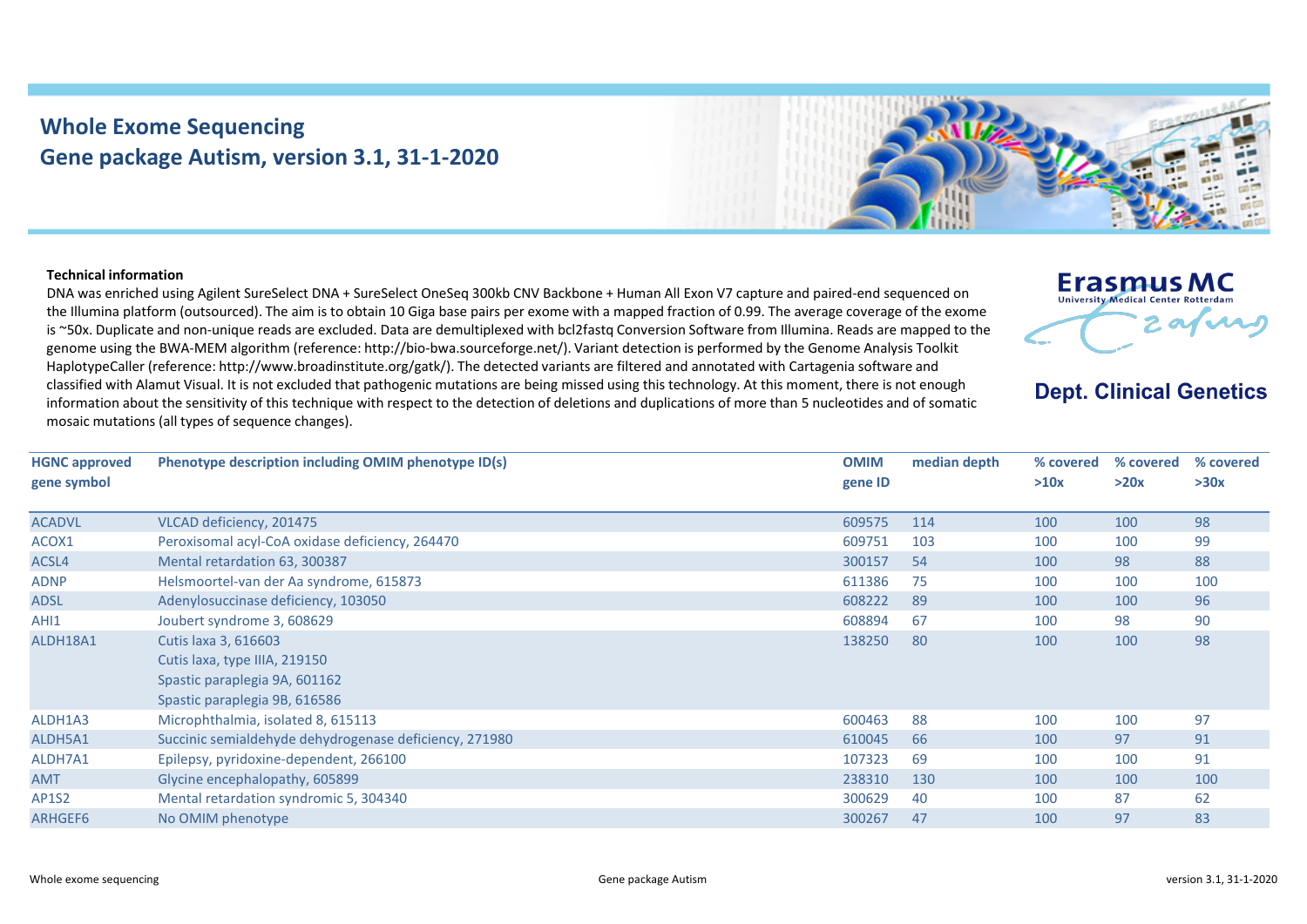# Whole Exome Sequencing
## Gene package Autism, version 3.1, 31-1-2020

Erasmus MC
University Medical Center Rotterdam

**Dept. Clinical Genetics**

**Technical information**

DNA was enriched using Agilent SureSelect DNA + SureSelect OneSeq 300kb CNV Backbone + Human All Exon V7 capture and paired-end sequenced on the Illumina platform (outsourced). The aim is to obtain 10 Giga base pairs per exome with a mapped fraction of 0.99. The average coverage of the exome is ~50x. Duplicate and non-unique reads are excluded. Data are demultiplexed with bcl2fastq Conversion Software from Illumina. Reads are mapped to the genome using the BWA-MEM algorithm (reference: http://bio-bwa.sourceforge.net/). Variant detection is performed by the Genome Analysis Toolkit HaplotypeCaller (reference: http://www.broadinstitute.org/gatk/). The detected variants are filtered and annotated with Cartagenia software and classified with Alamut Visual. It is not excluded that pathogenic mutations are being missed using this technology. At this moment, there is not enough information about the sensitivity of this technique with respect to the detection of deletions and duplications of more than 5 nucleotides and of somatic mosaic mutations (all types of sequence changes).

| HGNC approved gene symbol | Phenotype description including OMIM phenotype ID(s) | OMIM gene ID | median depth | % covered >10x | % covered >20x | % covered >30x |
|---|---|---|---|---|---|---|
| ACADVL | VLCAD deficiency, 201475 | 609575 | 114 | 100 | 100 | 98 |
| ACOX1 | Peroxisomal acyl-CoA oxidase deficiency, 264470 | 609751 | 103 | 100 | 100 | 99 |
| ACSL4 | Mental retardation 63, 300387 | 300157 | 54 | 100 | 98 | 88 |
| ADNP | Helsmoortel-van der Aa syndrome, 615873 | 611386 | 75 | 100 | 100 | 100 |
| ADSL | Adenylosuccinase deficiency, 103050 | 608222 | 89 | 100 | 100 | 96 |
| AHI1 | Joubert syndrome 3, 608629 | 608894 | 67 | 100 | 98 | 90 |
| ALDH18A1 | Cutis laxa 3, 616603<br>Cutis laxa, type IIIA, 219150<br>Spastic paraplegia 9A, 601162<br>Spastic paraplegia 9B, 616586 | 138250 | 80 | 100 | 100 | 98 |
| ALDH1A3 | Microphthalmia, isolated 8, 615113 | 600463 | 88 | 100 | 100 | 97 |
| ALDH5A1 | Succinic semialdehyde dehydrogenase deficiency, 271980 | 610045 | 66 | 100 | 97 | 91 |
| ALDH7A1 | Epilepsy, pyridoxine-dependent, 266100 | 107323 | 69 | 100 | 100 | 91 |
| AMT | Glycine encephalopathy, 605899 | 238310 | 130 | 100 | 100 | 100 |
| AP1S2 | Mental retardation syndromic 5, 304340 | 300629 | 40 | 100 | 87 | 62 |
| ARHGEF6 | No OMIM phenotype | 300267 | 47 | 100 | 97 | 83 |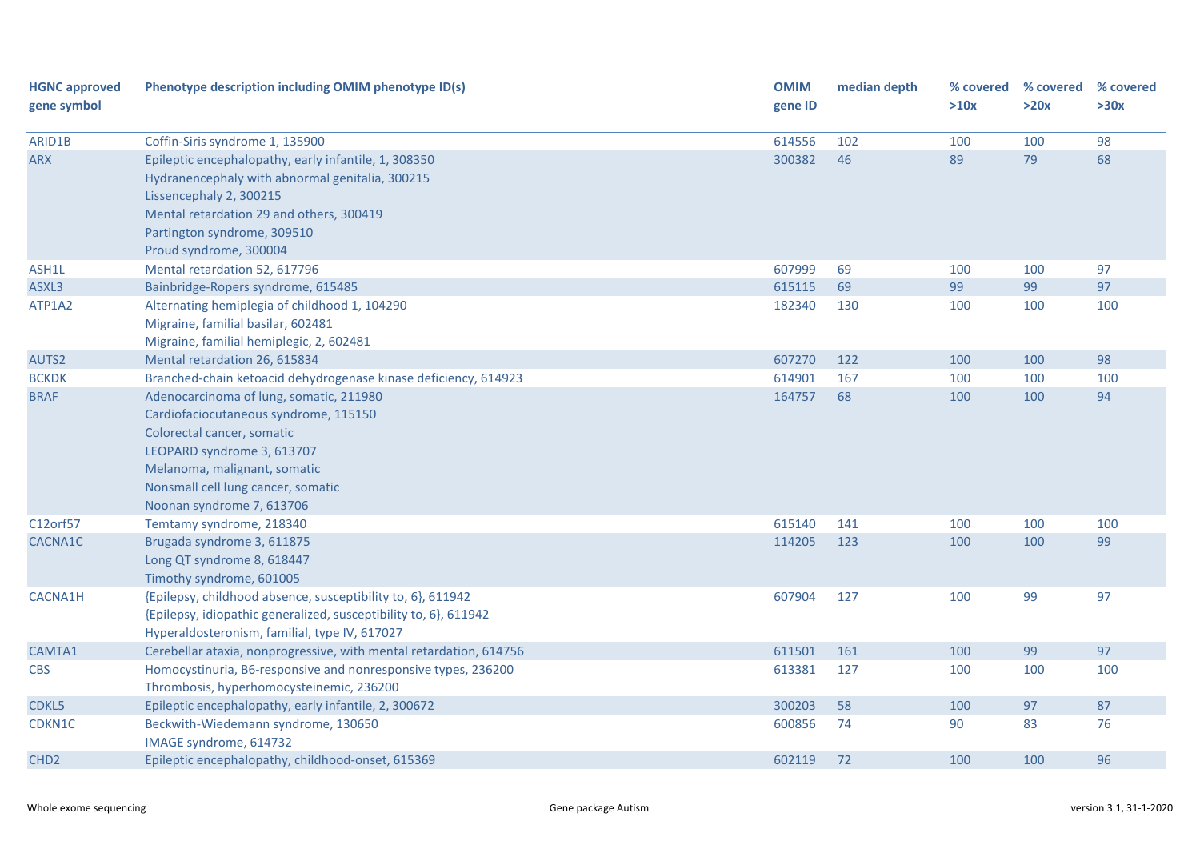| HGNC approved gene symbol | Phenotype description including OMIM phenotype ID(s) | OMIM gene ID | median depth | % covered >10x | % covered >20x | % covered >30x |
|---|---|---|---|---|---|---|
| ARID1B | Coffin-Siris syndrome 1, 135900 | 614556 | 102 | 100 | 100 | 98 |
| ARX | Epileptic encephalopathy, early infantile, 1, 308350<br>Hydranencephaly with abnormal genitalia, 300215<br>Lissencephaly 2, 300215<br>Mental retardation 29 and others, 300419<br>Partington syndrome, 309510<br>Proud syndrome, 300004 | 300382 | 46 | 89 | 79 | 68 |
| ASH1L | Mental retardation 52, 617796 | 607999 | 69 | 100 | 100 | 97 |
| ASXL3 | Bainbridge-Ropers syndrome, 615485 | 615115 | 69 | 99 | 99 | 97 |
| ATP1A2 | Alternating hemiplegia of childhood 1, 104290<br>Migraine, familial basilar, 602481<br>Migraine, familial hemiplegic, 2, 602481 | 182340 | 130 | 100 | 100 | 100 |
| AUTS2 | Mental retardation 26, 615834 | 607270 | 122 | 100 | 100 | 98 |
| BCKDK | Branched-chain ketoacid dehydrogenase kinase deficiency, 614923 | 614901 | 167 | 100 | 100 | 100 |
| BRAF | Adenocarcinoma of lung, somatic, 211980<br>Cardiofaciocutaneous syndrome, 115150<br>Colorectal cancer, somatic<br>LEOPARD syndrome 3, 613707<br>Melanoma, malignant, somatic<br>Nonsmall cell lung cancer, somatic<br>Noonan syndrome 7, 613706 | 164757 | 68 | 100 | 100 | 94 |
| C12orf57 | Temtamy syndrome, 218340 | 615140 | 141 | 100 | 100 | 100 |
| CACNA1C | Brugada syndrome 3, 611875<br>Long QT syndrome 8, 618447<br>Timothy syndrome, 601005 | 114205 | 123 | 100 | 100 | 99 |
| CACNA1H | {Epilepsy, childhood absence, susceptibility to, 6}, 611942<br>{Epilepsy, idiopathic generalized, susceptibility to, 6}, 611942<br>Hyperaldosteronism, familial, type IV, 617027 | 607904 | 127 | 100 | 99 | 97 |
| CAMTA1 | Cerebellar ataxia, nonprogressive, with mental retardation, 614756 | 611501 | 161 | 100 | 99 | 97 |
| CBS | Homocystinuria, B6-responsive and nonresponsive types, 236200<br>Thrombosis, hyperhomocysteinemic, 236200 | 613381 | 127 | 100 | 100 | 100 |
| CDKL5 | Epileptic encephalopathy, early infantile, 2, 300672 | 300203 | 58 | 100 | 97 | 87 |
| CDKN1C | Beckwith-Wiedemann syndrome, 130650<br>IMAGE syndrome, 614732 | 600856 | 74 | 90 | 83 | 76 |
| CHD2 | Epileptic encephalopathy, childhood-onset, 615369 | 602119 | 72 | 100 | 100 | 96 |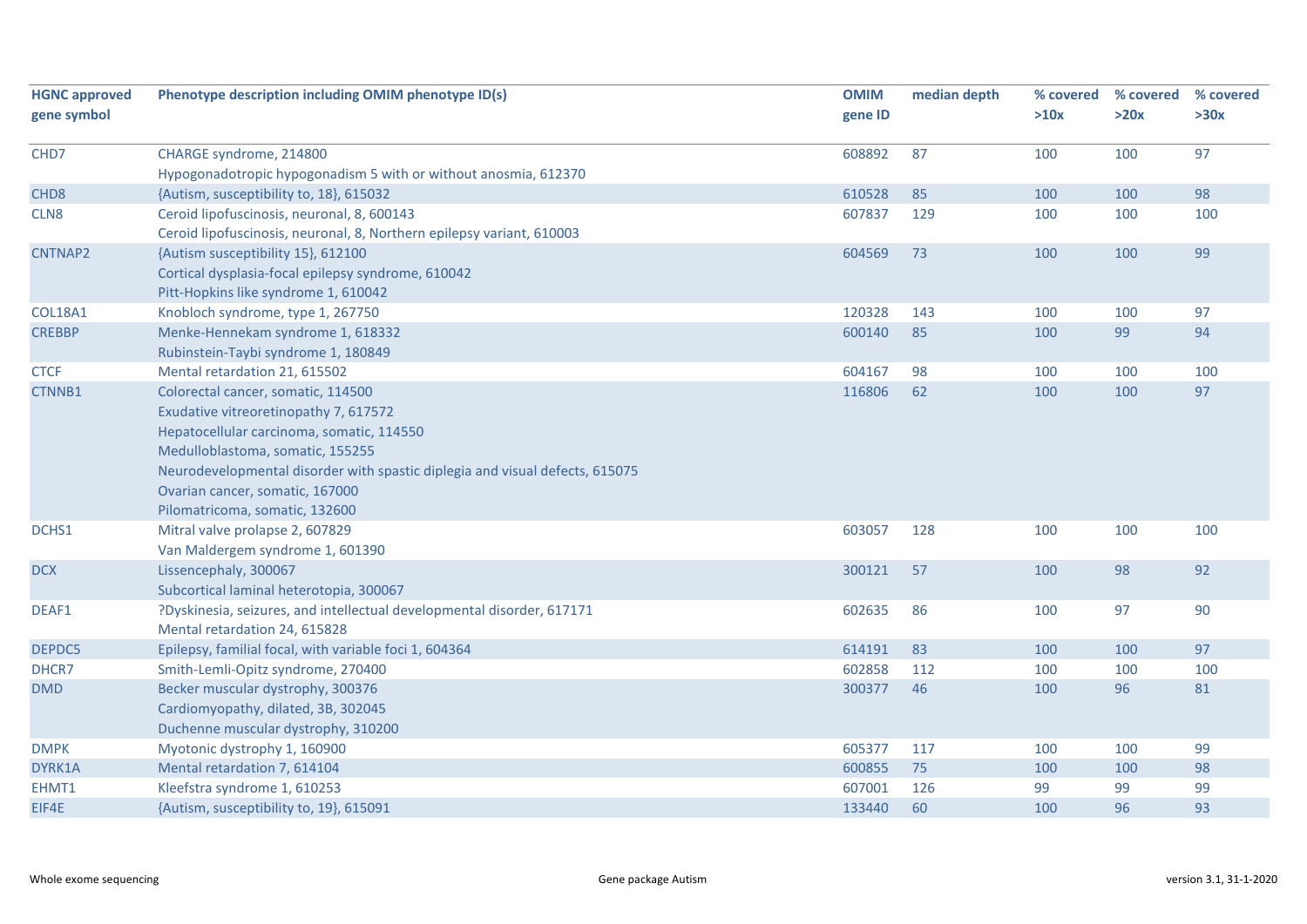| HGNC approved gene symbol | Phenotype description including OMIM phenotype ID(s) | OMIM gene ID | median depth | % covered >10x | % covered >20x | % covered >30x |
|---|---|---|---|---|---|---|
| CHD7 | CHARGE syndrome, 214800<br>Hypogonadotropic hypogonadism 5 with or without anosmia, 612370 | 608892 | 87 | 100 | 100 | 97 |
| CHD8 | {Autism, susceptibility to, 18}, 615032 | 610528 | 85 | 100 | 100 | 98 |
| CLN8 | Ceroid lipofuscinosis, neuronal, 8, 600143<br>Ceroid lipofuscinosis, neuronal, 8, Northern epilepsy variant, 610003 | 607837 | 129 | 100 | 100 | 100 |
| CNTNAP2 | {Autism susceptibility 15}, 612100<br>Cortical dysplasia-focal epilepsy syndrome, 610042<br>Pitt-Hopkins like syndrome 1, 610042 | 604569 | 73 | 100 | 100 | 99 |
| COL18A1 | Knobloch syndrome, type 1, 267750 | 120328 | 143 | 100 | 100 | 97 |
| CREBBP | Menke-Hennekam syndrome 1, 618332<br>Rubinstein-Taybi syndrome 1, 180849 | 600140 | 85 | 100 | 99 | 94 |
| CTCF | Mental retardation 21, 615502 | 604167 | 98 | 100 | 100 | 100 |
| CTNNB1 | Colorectal cancer, somatic, 114500<br>Exudative vitreoretinopathy 7, 617572<br>Hepatocellular carcinoma, somatic, 114550<br>Medulloblastoma, somatic, 155255<br>Neurodevelopmental disorder with spastic diplegia and visual defects, 615075<br>Ovarian cancer, somatic, 167000<br>Pilomatricoma, somatic, 132600 | 116806 | 62 | 100 | 100 | 97 |
| DCHS1 | Mitral valve prolapse 2, 607829<br>Van Maldergem syndrome 1, 601390 | 603057 | 128 | 100 | 100 | 100 |
| DCX | Lissencephaly, 300067<br>Subcortical laminal heterotopia, 300067 | 300121 | 57 | 100 | 98 | 92 |
| DEAF1 | ?Dyskinesia, seizures, and intellectual developmental disorder, 617171<br>Mental retardation 24, 615828 | 602635 | 86 | 100 | 97 | 90 |
| DEPDC5 | Epilepsy, familial focal, with variable foci 1, 604364 | 614191 | 83 | 100 | 100 | 97 |
| DHCR7 | Smith-Lemli-Opitz syndrome, 270400 | 602858 | 112 | 100 | 100 | 100 |
| DMD | Becker muscular dystrophy, 300376<br>Cardiomyopathy, dilated, 3B, 302045<br>Duchenne muscular dystrophy, 310200 | 300377 | 46 | 100 | 96 | 81 |
| DMPK | Myotonic dystrophy 1, 160900 | 605377 | 117 | 100 | 100 | 99 |
| DYRK1A | Mental retardation 7, 614104 | 600855 | 75 | 100 | 100 | 98 |
| EHMT1 | Kleefstra syndrome 1, 610253 | 607001 | 126 | 99 | 99 | 99 |
| EIF4E | {Autism, susceptibility to, 19}, 615091 | 133440 | 60 | 100 | 96 | 93 |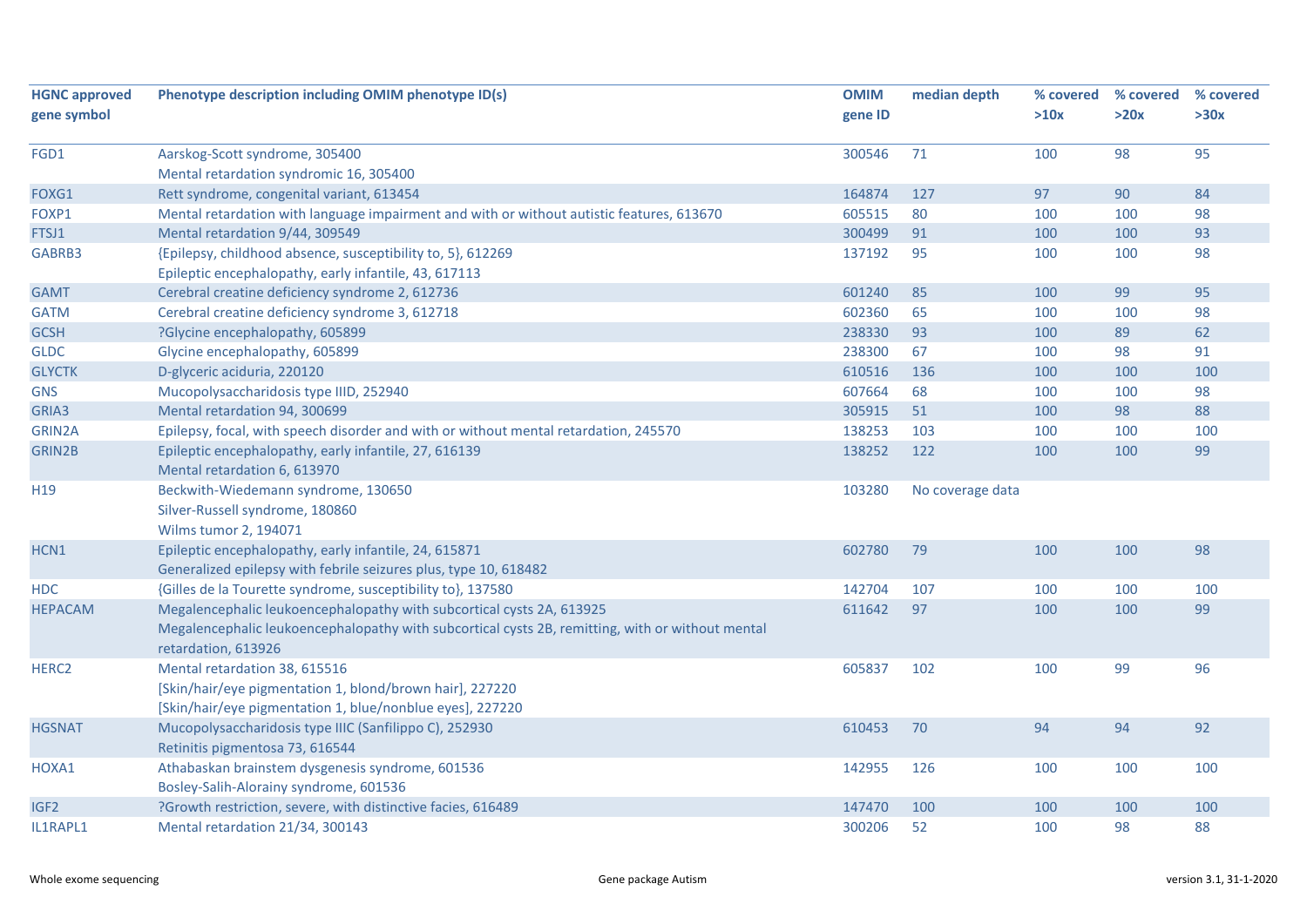| HGNC approved gene symbol | Phenotype description including OMIM phenotype ID(s) | OMIM gene ID | median depth | % covered >10x | % covered >20x | % covered >30x |
|---|---|---|---|---|---|---|
| FGD1 | Aarskog-Scott syndrome, 305400<br>Mental retardation syndromic 16, 305400 | 300546 | 71 | 100 | 98 | 95 |
| FOXG1 | Rett syndrome, congenital variant, 613454 | 164874 | 127 | 97 | 90 | 84 |
| FOXP1 | Mental retardation with language impairment and with or without autistic features, 613670 | 605515 | 80 | 100 | 100 | 98 |
| FTSJ1 | Mental retardation 9/44, 309549 | 300499 | 91 | 100 | 100 | 93 |
| GABRB3 | {Epilepsy, childhood absence, susceptibility to, 5}, 612269<br>Epileptic encephalopathy, early infantile, 43, 617113 | 137192 | 95 | 100 | 100 | 98 |
| GAMT | Cerebral creatine deficiency syndrome 2, 612736 | 601240 | 85 | 100 | 99 | 95 |
| GATM | Cerebral creatine deficiency syndrome 3, 612718 | 602360 | 65 | 100 | 100 | 98 |
| GCSH | ?Glycine encephalopathy, 605899 | 238330 | 93 | 100 | 89 | 62 |
| GLDC | Glycine encephalopathy, 605899 | 238300 | 67 | 100 | 98 | 91 |
| GLYCTK | D-glyceric aciduria, 220120 | 610516 | 136 | 100 | 100 | 100 |
| GNS | Mucopolysaccharidosis type IIID, 252940 | 607664 | 68 | 100 | 100 | 98 |
| GRIA3 | Mental retardation 94, 300699 | 305915 | 51 | 100 | 98 | 88 |
| GRIN2A | Epilepsy, focal, with speech disorder and with or without mental retardation, 245570 | 138253 | 103 | 100 | 100 | 100 |
| GRIN2B | Epileptic encephalopathy, early infantile, 27, 616139<br>Mental retardation 6, 613970 | 138252 | 122 | 100 | 100 | 99 |
| H19 | Beckwith-Wiedemann syndrome, 130650<br>Silver-Russell syndrome, 180860<br>Wilms tumor 2, 194071 | 103280 | No coverage data | | | |
| HCN1 | Epileptic encephalopathy, early infantile, 24, 615871<br>Generalized epilepsy with febrile seizures plus, type 10, 618482 | 602780 | 79 | 100 | 100 | 98 |
| HDC | {Gilles de la Tourette syndrome, susceptibility to}, 137580 | 142704 | 107 | 100 | 100 | 100 |
| HEPACAM | Megalencephalic leukoencephalopathy with subcortical cysts 2A, 613925<br>Megalencephalic leukoencephalopathy with subcortical cysts 2B, remitting, with or without mental retardation, 613926 | 611642 | 97 | 100 | 100 | 99 |
| HERC2 | Mental retardation 38, 615516<br>[Skin/hair/eye pigmentation 1, blond/brown hair], 227220<br>[Skin/hair/eye pigmentation 1, blue/nonblue eyes], 227220 | 605837 | 102 | 100 | 99 | 96 |
| HGSNAT | Mucopolysaccharidosis type IIIC (Sanfilippo C), 252930<br>Retinitis pigmentosa 73, 616544 | 610453 | 70 | 94 | 94 | 92 |
| HOXA1 | Athabaskan brainstem dysgenesis syndrome, 601536<br>Bosley-Salih-Alorainy syndrome, 601536 | 142955 | 126 | 100 | 100 | 100 |
| IGF2 | ?Growth restriction, severe, with distinctive facies, 616489 | 147470 | 100 | 100 | 100 | 100 |
| IL1RAPL1 | Mental retardation 21/34, 300143 | 300206 | 52 | 100 | 98 | 88 |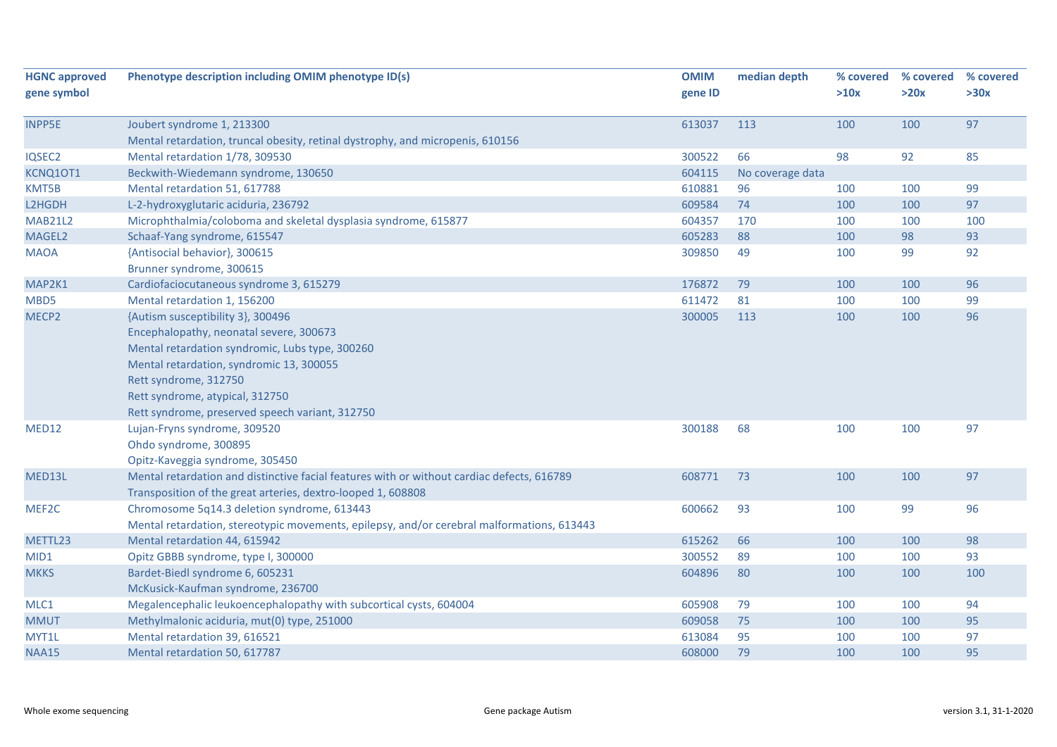| HGNC approved gene symbol | Phenotype description including OMIM phenotype ID(s) | OMIM gene ID | median depth | % covered >10x | % covered >20x | % covered >30x |
|---|---|---|---|---|---|---|
| INPP5E | Joubert syndrome 1, 213300<br>Mental retardation, truncal obesity, retinal dystrophy, and micropenis, 610156 | 613037 | 113 | 100 | 100 | 97 |
| IQSEC2 | Mental retardation 1/78, 309530 | 300522 | 66 | 98 | 92 | 85 |
| KCNQ1OT1 | Beckwith-Wiedemann syndrome, 130650 | 604115 | No coverage data | | | |
| KMT5B | Mental retardation 51, 617788 | 610881 | 96 | 100 | 100 | 99 |
| L2HGDH | L-2-hydroxyglutaric aciduria, 236792 | 609584 | 74 | 100 | 100 | 97 |
| MAB21L2 | Microphthalmia/coloboma and skeletal dysplasia syndrome, 615877 | 604357 | 170 | 100 | 100 | 100 |
| MAGEL2 | Schaaf-Yang syndrome, 615547 | 605283 | 88 | 100 | 98 | 93 |
| MAOA | {Antisocial behavior}, 300615<br>Brunner syndrome, 300615 | 309850 | 49 | 100 | 99 | 92 |
| MAP2K1 | Cardiofaciocutaneous syndrome 3, 615279 | 176872 | 79 | 100 | 100 | 96 |
| MBD5 | Mental retardation 1, 156200 | 611472 | 81 | 100 | 100 | 99 |
| MECP2 | {Autism susceptibility 3}, 300496<br>Encephalopathy, neonatal severe, 300673<br>Mental retardation syndromic, Lubs type, 300260<br>Mental retardation, syndromic 13, 300055<br>Rett syndrome, 312750<br>Rett syndrome, atypical, 312750<br>Rett syndrome, preserved speech variant, 312750 | 300005 | 113 | 100 | 100 | 96 |
| MED12 | Lujan-Fryns syndrome, 309520<br>Ohdo syndrome, 300895<br>Opitz-Kaveggia syndrome, 305450 | 300188 | 68 | 100 | 100 | 97 |
| MED13L | Mental retardation and distinctive facial features with or without cardiac defects, 616789<br>Transposition of the great arteries, dextro-looped 1, 608808 | 608771 | 73 | 100 | 100 | 97 |
| MEF2C | Chromosome 5q14.3 deletion syndrome, 613443<br>Mental retardation, stereotypic movements, epilepsy, and/or cerebral malformations, 613443 | 600662 | 93 | 100 | 99 | 96 |
| METTL23 | Mental retardation 44, 615942 | 615262 | 66 | 100 | 100 | 98 |
| MID1 | Opitz GBBB syndrome, type I, 300000 | 300552 | 89 | 100 | 100 | 93 |
| MKKS | Bardet-Biedl syndrome 6, 605231<br>McKusick-Kaufman syndrome, 236700 | 604896 | 80 | 100 | 100 | 100 |
| MLC1 | Megalencephalic leukoencephalopathy with subcortical cysts, 604004 | 605908 | 79 | 100 | 100 | 94 |
| MMUT | Methylmalonic aciduria, mut(0) type, 251000 | 609058 | 75 | 100 | 100 | 95 |
| MYT1L | Mental retardation 39, 616521 | 613084 | 95 | 100 | 100 | 97 |
| NAA15 | Mental retardation 50, 617787 | 608000 | 79 | 100 | 100 | 95 |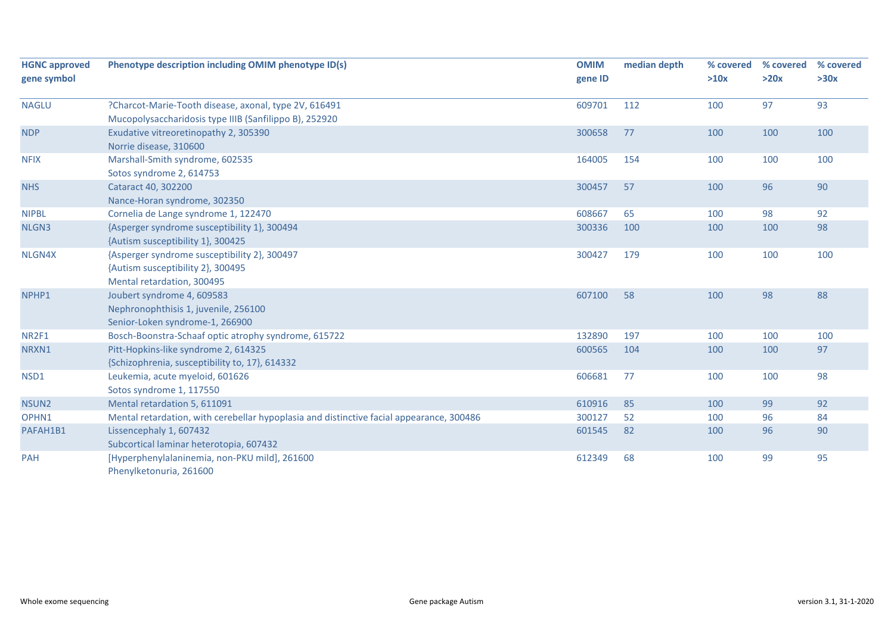| HGNC approved gene symbol | Phenotype description including OMIM phenotype ID(s) | OMIM gene ID | median depth | % covered >10x | % covered >20x | % covered >30x |
|---|---|---|---|---|---|---|
| NAGLU | ?Charcot-Marie-Tooth disease, axonal, type 2V, 616491<br>Mucopolysaccharidosis type IIIB (Sanfilippo B), 252920 | 609701 | 112 | 100 | 97 | 93 |
| NDP | Exudative vitreoretinopathy 2, 305390<br>Norrie disease, 310600 | 300658 | 77 | 100 | 100 | 100 |
| NFIX | Marshall-Smith syndrome, 602535<br>Sotos syndrome 2, 614753 | 164005 | 154 | 100 | 100 | 100 |
| NHS | Cataract 40, 302200<br>Nance-Horan syndrome, 302350 | 300457 | 57 | 100 | 96 | 90 |
| NIPBL | Cornelia de Lange syndrome 1, 122470 | 608667 | 65 | 100 | 98 | 92 |
| NLGN3 | {Asperger syndrome susceptibility 1}, 300494<br>{Autism susceptibility 1}, 300425 | 300336 | 100 | 100 | 100 | 98 |
| NLGN4X | {Asperger syndrome susceptibility 2}, 300497<br>{Autism susceptibility 2}, 300495<br>Mental retardation, 300495 | 300427 | 179 | 100 | 100 | 100 |
| NPHP1 | Joubert syndrome 4, 609583<br>Nephronophthisis 1, juvenile, 256100<br>Senior-Loken syndrome-1, 266900 | 607100 | 58 | 100 | 98 | 88 |
| NR2F1 | Bosch-Boonstra-Schaaf optic atrophy syndrome, 615722 | 132890 | 197 | 100 | 100 | 100 |
| NRXN1 | Pitt-Hopkins-like syndrome 2, 614325<br>{Schizophrenia, susceptibility to, 17}, 614332 | 600565 | 104 | 100 | 100 | 97 |
| NSD1 | Leukemia, acute myeloid, 601626<br>Sotos syndrome 1, 117550 | 606681 | 77 | 100 | 100 | 98 |
| NSUN2 | Mental retardation 5, 611091 | 610916 | 85 | 100 | 99 | 92 |
| OPHN1 | Mental retardation, with cerebellar hypoplasia and distinctive facial appearance, 300486 | 300127 | 52 | 100 | 96 | 84 |
| PAFAH1B1 | Lissencephaly 1, 607432<br>Subcortical laminar heterotopia, 607432 | 601545 | 82 | 100 | 96 | 90 |
| PAH | [Hyperphenylalaninemia, non-PKU mild], 261600<br>Phenylketonuria, 261600 | 612349 | 68 | 100 | 99 | 95 |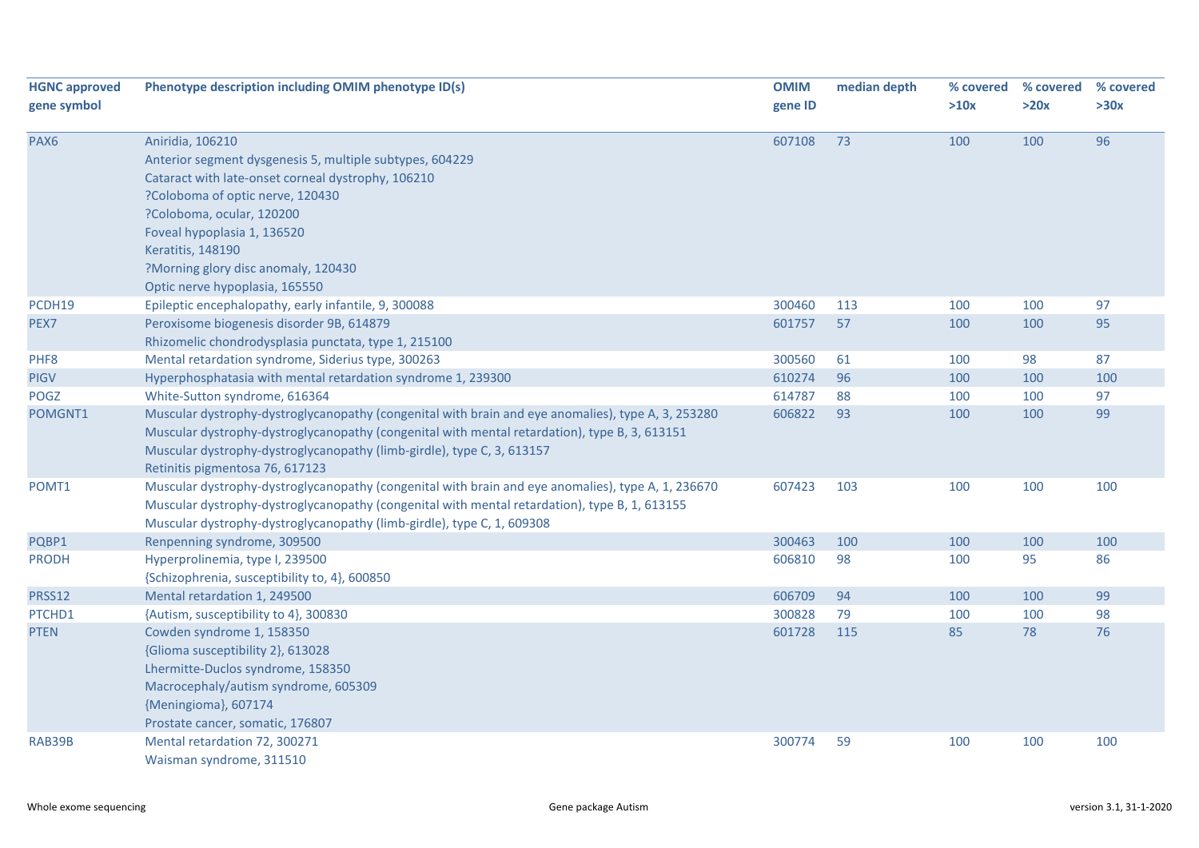| HGNC approved gene symbol | Phenotype description including OMIM phenotype ID(s) | OMIM gene ID | median depth | % covered >10x | % covered >20x | % covered >30x |
|---|---|---|---|---|---|---|
| PAX6 | Aniridia, 106210<br>Anterior segment dysgenesis 5, multiple subtypes, 604229<br>Cataract with late-onset corneal dystrophy, 106210<br>?Coloboma of optic nerve, 120430<br>?Coloboma, ocular, 120200<br>Foveal hypoplasia 1, 136520<br>Keratitis, 148190<br>?Morning glory disc anomaly, 120430<br>Optic nerve hypoplasia, 165550 | 607108 | 73 | 100 | 100 | 96 |
| PCDH19 | Epileptic encephalopathy, early infantile, 9, 300088 | 300460 | 113 | 100 | 100 | 97 |
| PEX7 | Peroxisome biogenesis disorder 9B, 614879<br>Rhizomelic chondrodysplasia punctata, type 1, 215100 | 601757 | 57 | 100 | 100 | 95 |
| PHF8 | Mental retardation syndrome, Siderius type, 300263 | 300560 | 61 | 100 | 98 | 87 |
| PIGV | Hyperphosphatasia with mental retardation syndrome 1, 239300 | 610274 | 96 | 100 | 100 | 100 |
| POGZ | White-Sutton syndrome, 616364 | 614787 | 88 | 100 | 100 | 97 |
| POMGNT1 | Muscular dystrophy-dystroglycanopathy (congenital with brain and eye anomalies), type A, 3, 253280<br>Muscular dystrophy-dystroglycanopathy (congenital with mental retardation), type B, 3, 613151<br>Muscular dystrophy-dystroglycanopathy (limb-girdle), type C, 3, 613157<br>Retinitis pigmentosa 76, 617123 | 606822 | 93 | 100 | 100 | 99 |
| POMT1 | Muscular dystrophy-dystroglycanopathy (congenital with brain and eye anomalies), type A, 1, 236670<br>Muscular dystrophy-dystroglycanopathy (congenital with mental retardation), type B, 1, 613155<br>Muscular dystrophy-dystroglycanopathy (limb-girdle), type C, 1, 609308 | 607423 | 103 | 100 | 100 | 100 |
| PQBP1 | Renpenning syndrome, 309500 | 300463 | 100 | 100 | 100 | 100 |
| PRODH | Hyperprolinemia, type I, 239500<br>{Schizophrenia, susceptibility to, 4}, 600850 | 606810 | 98 | 100 | 95 | 86 |
| PRSS12 | Mental retardation 1, 249500 | 606709 | 94 | 100 | 100 | 99 |
| PTCHD1 | {Autism, susceptibility to 4}, 300830 | 300828 | 79 | 100 | 100 | 98 |
| PTEN | Cowden syndrome 1, 158350<br>{Glioma susceptibility 2}, 613028<br>Lhermitte-Duclos syndrome, 158350<br>Macrocephaly/autism syndrome, 605309<br>{Meningioma}, 607174<br>Prostate cancer, somatic, 176807 | 601728 | 115 | 85 | 78 | 76 |
| RAB39B | Mental retardation 72, 300271<br>Waisman syndrome, 311510 | 300774 | 59 | 100 | 100 | 100 |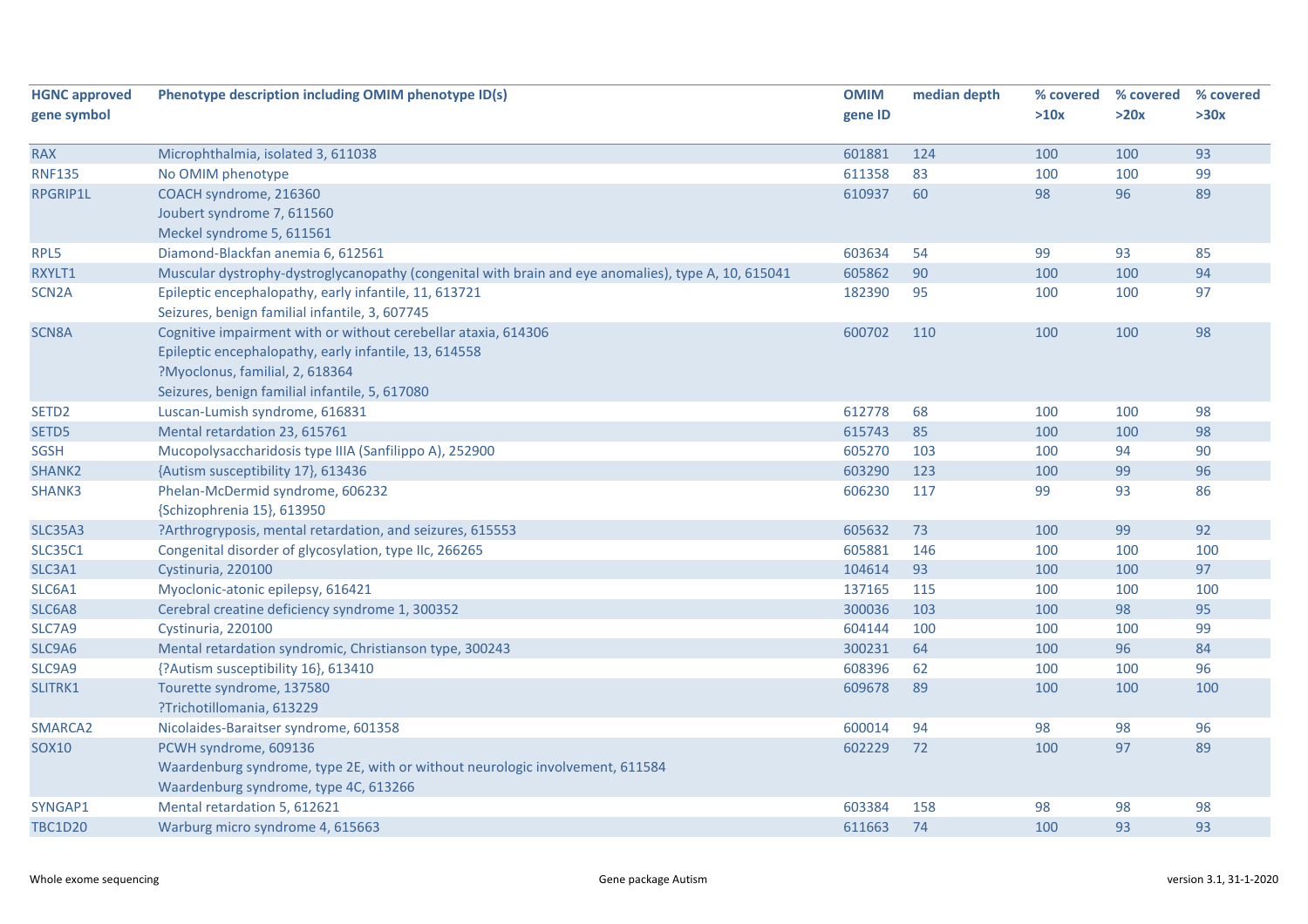| HGNC approved gene symbol | Phenotype description including OMIM phenotype ID(s) | OMIM gene ID | median depth | % covered >10x | % covered >20x | % covered >30x |
|---|---|---|---|---|---|---|
| RAX | Microphthalmia, isolated 3, 611038 | 601881 | 124 | 100 | 100 | 93 |
| RNF135 | No OMIM phenotype | 611358 | 83 | 100 | 100 | 99 |
| RPGRIP1L | COACH syndrome, 216360<br>Joubert syndrome 7, 611560<br>Meckel syndrome 5, 611561 | 610937 | 60 | 98 | 96 | 89 |
| RPL5 | Diamond-Blackfan anemia 6, 612561 | 603634 | 54 | 99 | 93 | 85 |
| RXYLT1 | Muscular dystrophy-dystroglycanopathy (congenital with brain and eye anomalies), type A, 10, 615041 | 605862 | 90 | 100 | 100 | 94 |
| SCN2A | Epileptic encephalopathy, early infantile, 11, 613721<br>Seizures, benign familial infantile, 3, 607745 | 182390 | 95 | 100 | 100 | 97 |
| SCN8A | Cognitive impairment with or without cerebellar ataxia, 614306<br>Epileptic encephalopathy, early infantile, 13, 614558<br>?Myoclonus, familial, 2, 618364<br>Seizures, benign familial infantile, 5, 617080 | 600702 | 110 | 100 | 100 | 98 |
| SETD2 | Luscan-Lumish syndrome, 616831 | 612778 | 68 | 100 | 100 | 98 |
| SETD5 | Mental retardation 23, 615761 | 615743 | 85 | 100 | 100 | 98 |
| SGSH | Mucopolysaccharidosis type IIIA (Sanfilippo A), 252900 | 605270 | 103 | 100 | 94 | 90 |
| SHANK2 | {Autism susceptibility 17}, 613436 | 603290 | 123 | 100 | 99 | 96 |
| SHANK3 | Phelan-McDermid syndrome, 606232<br>{Schizophrenia 15}, 613950 | 606230 | 117 | 99 | 93 | 86 |
| SLC35A3 | ?Arthrogryposis, mental retardation, and seizures, 615553 | 605632 | 73 | 100 | 99 | 92 |
| SLC35C1 | Congenital disorder of glycosylation, type IIc, 266265 | 605881 | 146 | 100 | 100 | 100 |
| SLC3A1 | Cystinuria, 220100 | 104614 | 93 | 100 | 100 | 97 |
| SLC6A1 | Myoclonic-atonic epilepsy, 616421 | 137165 | 115 | 100 | 100 | 100 |
| SLC6A8 | Cerebral creatine deficiency syndrome 1, 300352 | 300036 | 103 | 100 | 98 | 95 |
| SLC7A9 | Cystinuria, 220100 | 604144 | 100 | 100 | 100 | 99 |
| SLC9A6 | Mental retardation syndromic, Christianson type, 300243 | 300231 | 64 | 100 | 96 | 84 |
| SLC9A9 | {?Autism susceptibility 16}, 613410 | 608396 | 62 | 100 | 100 | 96 |
| SLITRK1 | Tourette syndrome, 137580<br>?Trichotillomania, 613229 | 609678 | 89 | 100 | 100 | 100 |
| SMARCA2 | Nicolaides-Baraitser syndrome, 601358 | 600014 | 94 | 98 | 98 | 96 |
| SOX10 | PCWH syndrome, 609136<br>Waardenburg syndrome, type 2E, with or without neurologic involvement, 611584<br>Waardenburg syndrome, type 4C, 613266 | 602229 | 72 | 100 | 97 | 89 |
| SYNGAP1 | Mental retardation 5, 612621 | 603384 | 158 | 98 | 98 | 98 |
| TBC1D20 | Warburg micro syndrome 4, 615663 | 611663 | 74 | 100 | 93 | 93 |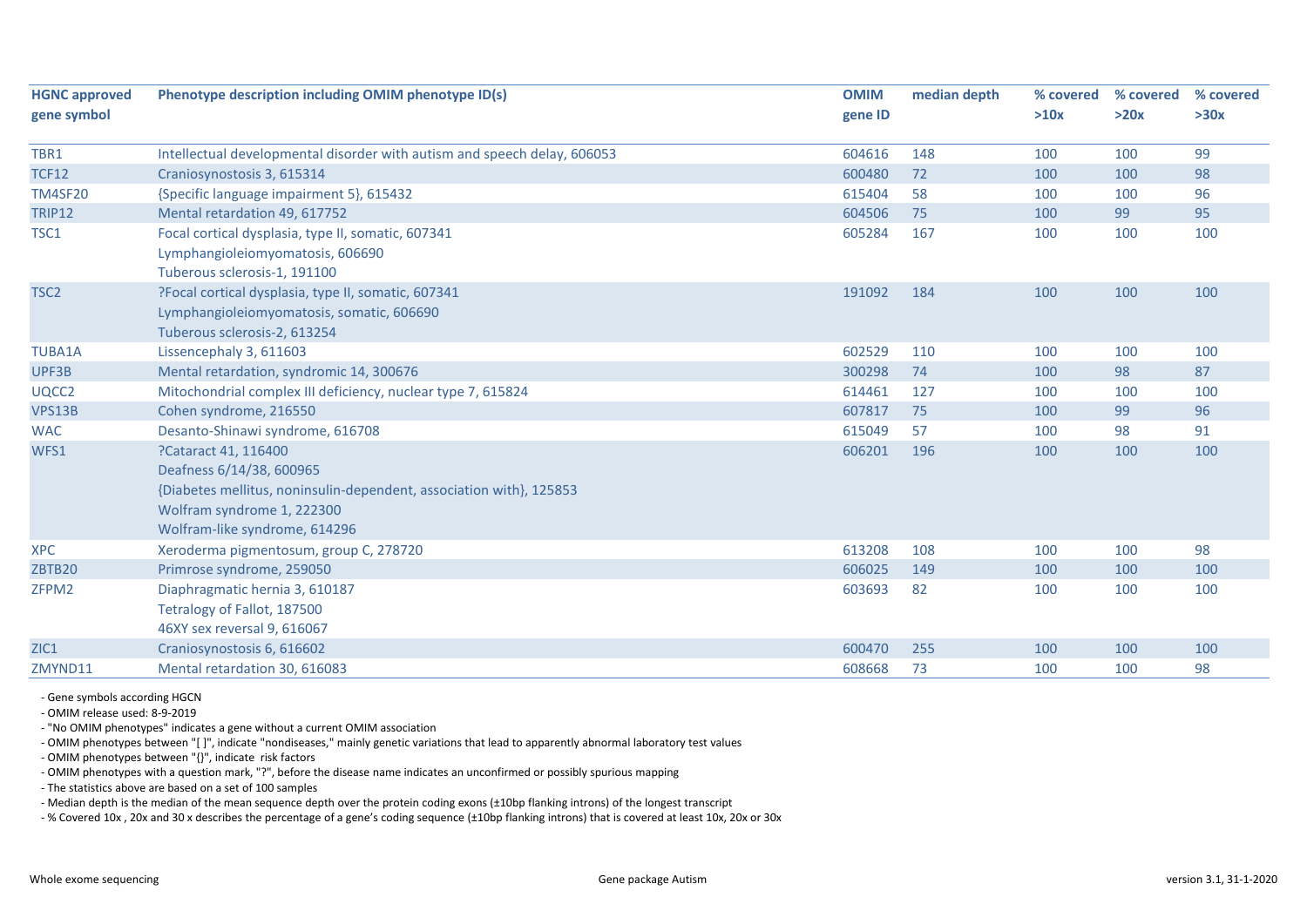| HGNC approved gene symbol | Phenotype description including OMIM phenotype ID(s) | OMIM gene ID | median depth | % covered >10x | % covered >20x | % covered >30x |
|---|---|---|---|---|---|---|
| TBR1 | Intellectual developmental disorder with autism and speech delay, 606053 | 604616 | 148 | 100 | 100 | 99 |
| TCF12 | Craniosynostosis 3, 615314 | 600480 | 72 | 100 | 100 | 98 |
| TM4SF20 | {Specific language impairment 5}, 615432 | 615404 | 58 | 100 | 100 | 96 |
| TRIP12 | Mental retardation 49, 617752 | 604506 | 75 | 100 | 99 | 95 |
| TSC1 | Focal cortical dysplasia, type II, somatic, 607341<br>Lymphangioleiomyomatosis, 606690<br>Tuberous sclerosis-1, 191100 | 605284 | 167 | 100 | 100 | 100 |
| TSC2 | ?Focal cortical dysplasia, type II, somatic, 607341<br>Lymphangioleiomyomatosis, somatic, 606690<br>Tuberous sclerosis-2, 613254 | 191092 | 184 | 100 | 100 | 100 |
| TUBA1A | Lissencephaly 3, 611603 | 602529 | 110 | 100 | 100 | 100 |
| UPF3B | Mental retardation, syndromic 14, 300676 | 300298 | 74 | 100 | 98 | 87 |
| UQCC2 | Mitochondrial complex III deficiency, nuclear type 7, 615824 | 614461 | 127 | 100 | 100 | 100 |
| VPS13B | Cohen syndrome, 216550 | 607817 | 75 | 100 | 99 | 96 |
| WAC | Desanto-Shinawi syndrome, 616708 | 615049 | 57 | 100 | 98 | 91 |
| WFS1 | ?Cataract 41, 116400<br>Deafness 6/14/38, 600965<br>{Diabetes mellitus, noninsulin-dependent, association with}, 125853<br>Wolfram syndrome 1, 222300<br>Wolfram-like syndrome, 614296 | 606201 | 196 | 100 | 100 | 100 |
| XPC | Xeroderma pigmentosum, group C, 278720 | 613208 | 108 | 100 | 100 | 98 |
| ZBTB20 | Primrose syndrome, 259050 | 606025 | 149 | 100 | 100 | 100 |
| ZFPM2 | Diaphragmatic hernia 3, 610187<br>Tetralogy of Fallot, 187500<br>46XY sex reversal 9, 616067 | 603693 | 82 | 100 | 100 | 100 |
| ZIC1 | Craniosynostosis 6, 616602 | 600470 | 255 | 100 | 100 | 100 |
| ZMYND11 | Mental retardation 30, 616083 | 608668 | 73 | 100 | 100 | 98 |

- Gene symbols according HGCN
- OMIM release used: 8-9-2019
- "No OMIM phenotypes" indicates a gene without a current OMIM association
- OMIM phenotypes between "[ ]", indicate "nondiseases," mainly genetic variations that lead to apparently abnormal laboratory test values
- OMIM phenotypes between "{}", indicate risk factors
- OMIM phenotypes with a question mark, "?", before the disease name indicates an unconfirmed or possibly spurious mapping
- The statistics above are based on a set of 100 samples
- Median depth is the median of the mean sequence depth over the protein coding exons (±10bp flanking introns) of the longest transcript
- % Covered 10x , 20x and 30 x describes the percentage of a gene's coding sequence (±10bp flanking introns) that is covered at least 10x, 20x or 30x